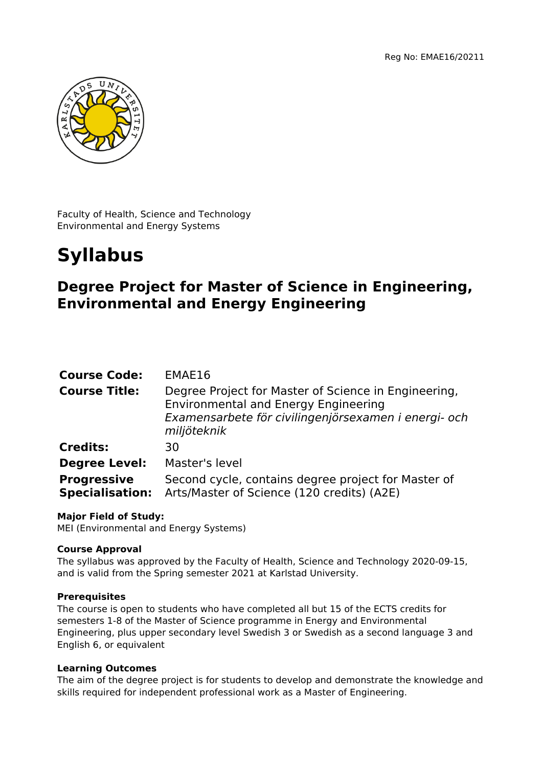Reg No: EMAE16/20211

Faculty of Health, Science and Technology
Environmental and Energy Systems

# Syllabus

## Degree Project for Master of Science in Engineering, Environmental and Energy Engineering

| | |
|---|---|
| **Course Code:** | EMAE16 |
| **Course Title:** | Degree Project for Master of Science in Engineering, Environmental and Energy Engineering *Examensarbete för civilingenjörsexamen i energi- och miljöteknik* |
| **Credits:** | 30 |
| **Degree Level:** | Master's level |
| **Progressive Specialisation:** | Second cycle, contains degree project for Master of Arts/Master of Science (120 credits) (A2E) |

**Major Field of Study:**
MEI (Environmental and Energy Systems)

**Course Approval**
The syllabus was approved by the Faculty of Health, Science and Technology 2020-09-15, and is valid from the Spring semester 2021 at Karlstad University.

**Prerequisites**
The course is open to students who have completed all but 15 of the ECTS credits for semesters 1-8 of the Master of Science programme in Energy and Environmental Engineering, plus upper secondary level Swedish 3 or Swedish as a second language 3 and English 6, or equivalent

**Learning Outcomes**
The aim of the degree project is for students to develop and demonstrate the knowledge and skills required for independent professional work as a Master of Engineering.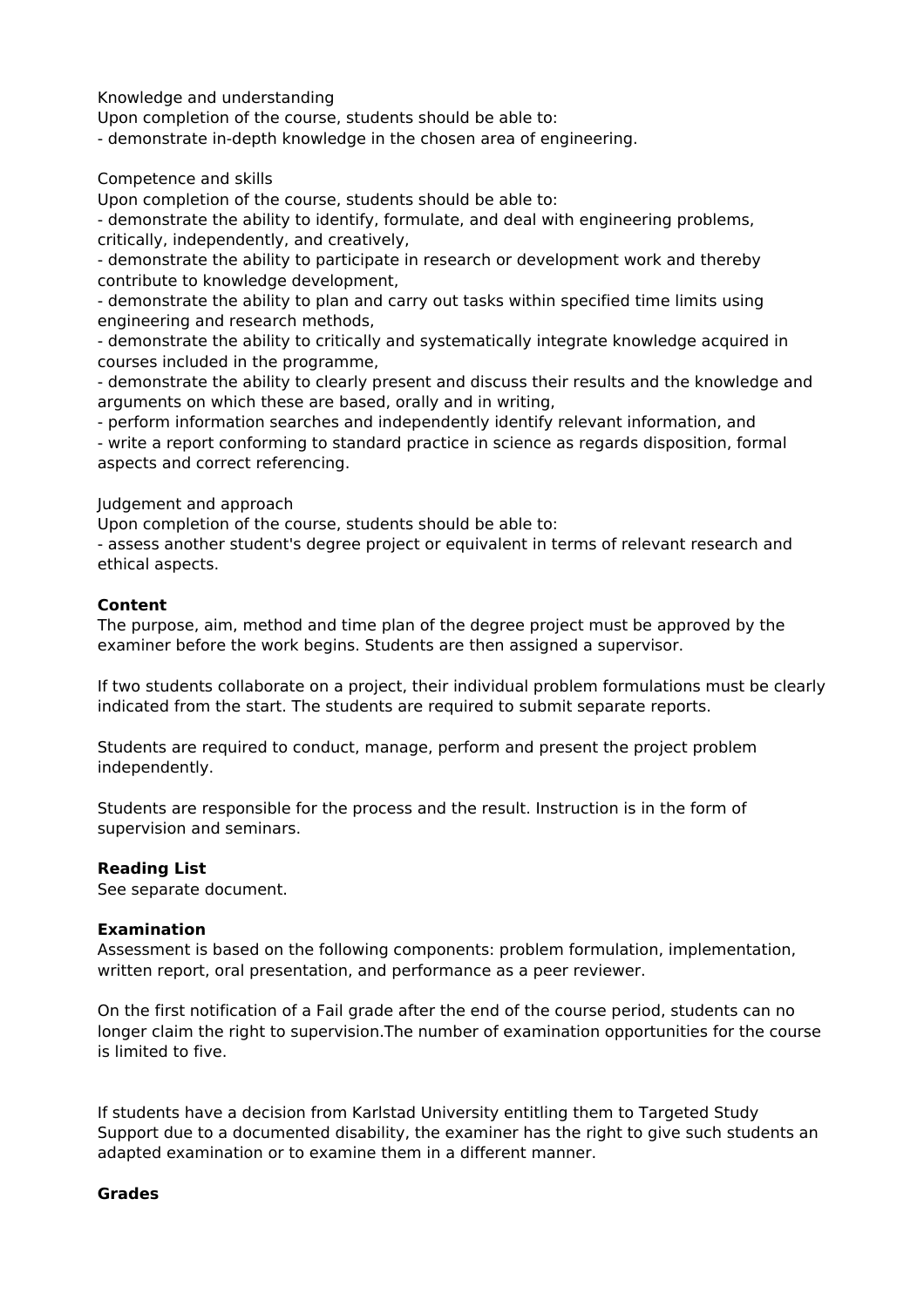Knowledge and understanding
Upon completion of the course, students should be able to:
- demonstrate in-depth knowledge in the chosen area of engineering.

Competence and skills
Upon completion of the course, students should be able to:
- demonstrate the ability to identify, formulate, and deal with engineering problems, critically, independently, and creatively,
- demonstrate the ability to participate in research or development work and thereby contribute to knowledge development,
- demonstrate the ability to plan and carry out tasks within specified time limits using engineering and research methods,
- demonstrate the ability to critically and systematically integrate knowledge acquired in courses included in the programme,
- demonstrate the ability to clearly present and discuss their results and the knowledge and arguments on which these are based, orally and in writing,
- perform information searches and independently identify relevant information, and
- write a report conforming to standard practice in science as regards disposition, formal aspects and correct referencing.

Judgement and approach
Upon completion of the course, students should be able to:
- assess another student's degree project or equivalent in terms of relevant research and ethical aspects.

**Content**
The purpose, aim, method and time plan of the degree project must be approved by the examiner before the work begins. Students are then assigned a supervisor.

If two students collaborate on a project, their individual problem formulations must be clearly indicated from the start. The students are required to submit separate reports.

Students are required to conduct, manage, perform and present the project problem independently.

Students are responsible for the process and the result. Instruction is in the form of supervision and seminars.

**Reading List**
See separate document.

**Examination**
Assessment is based on the following components: problem formulation, implementation, written report, oral presentation, and performance as a peer reviewer.

On the first notification of a Fail grade after the end of the course period, students can no longer claim the right to supervision.The number of examination opportunities for the course is limited to five.

If students have a decision from Karlstad University entitling them to Targeted Study Support due to a documented disability, the examiner has the right to give such students an adapted examination or to examine them in a different manner.

**Grades**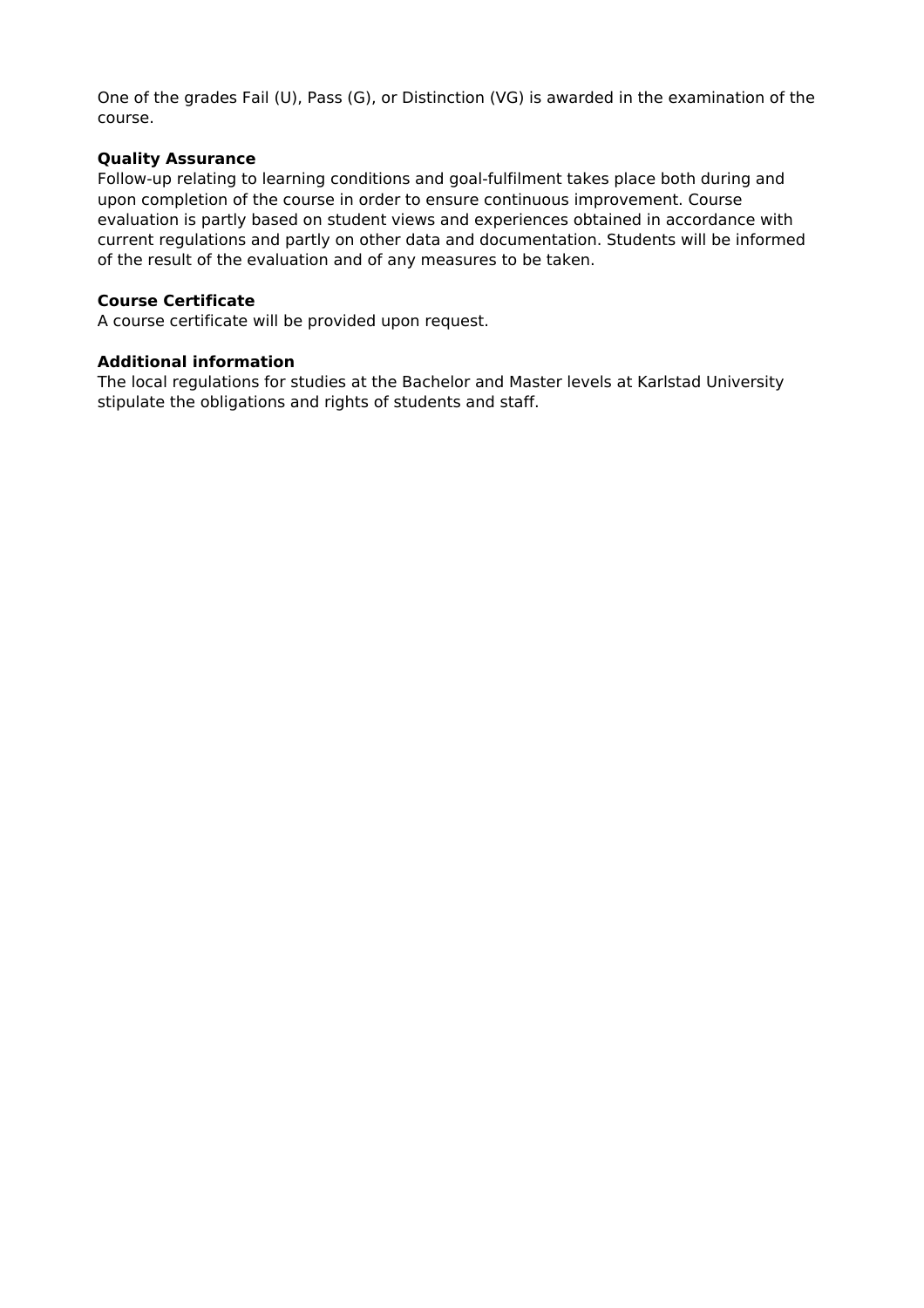One of the grades Fail (U), Pass (G), or Distinction (VG) is awarded in the examination of the course.

**Quality Assurance**
Follow-up relating to learning conditions and goal-fulfilment takes place both during and upon completion of the course in order to ensure continuous improvement. Course evaluation is partly based on student views and experiences obtained in accordance with current regulations and partly on other data and documentation. Students will be informed of the result of the evaluation and of any measures to be taken.

**Course Certificate**
A course certificate will be provided upon request.

**Additional information**
The local regulations for studies at the Bachelor and Master levels at Karlstad University stipulate the obligations and rights of students and staff.